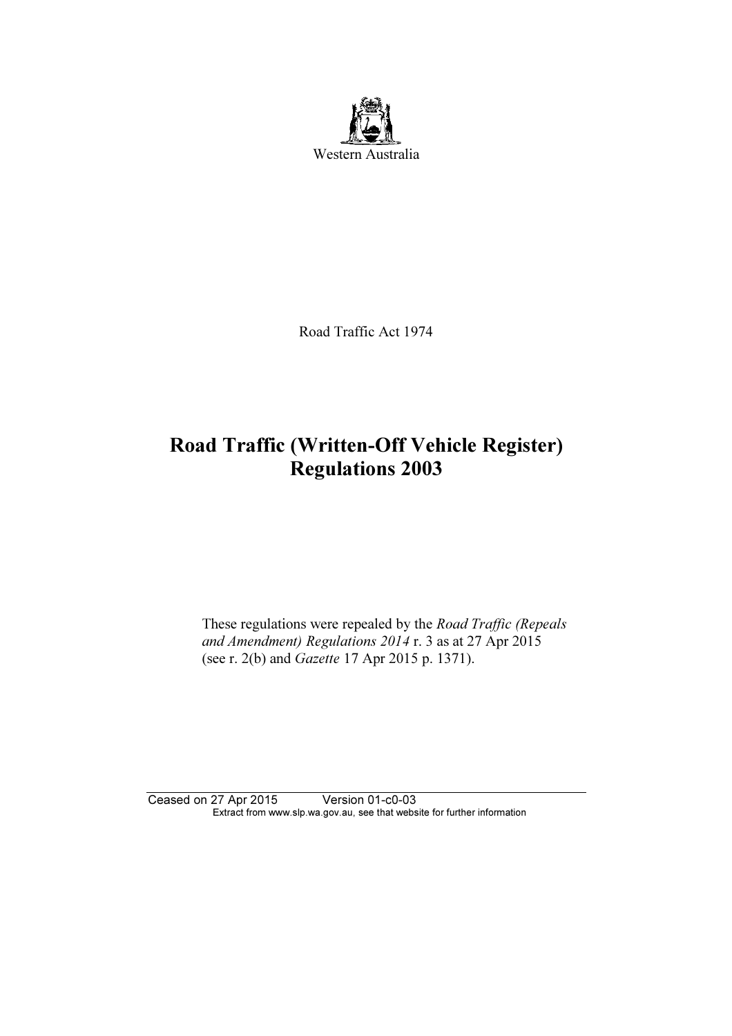Western Australia

Road Traffic Act 1974

# Road Traffic (Written-Off Vehicle Register) Regulations 2003

These regulations were repealed by the *Road Traffic (Repeals and Amendment) Regulations 2014* r. 3 as at 27 Apr 2015 (see r. 2(b) and *Gazette* 17 Apr 2015 p. 1371).

Ceased on 27 Apr 2015 Version 01-c0-03
Extract from www.slp.wa.gov.au, see that website for further information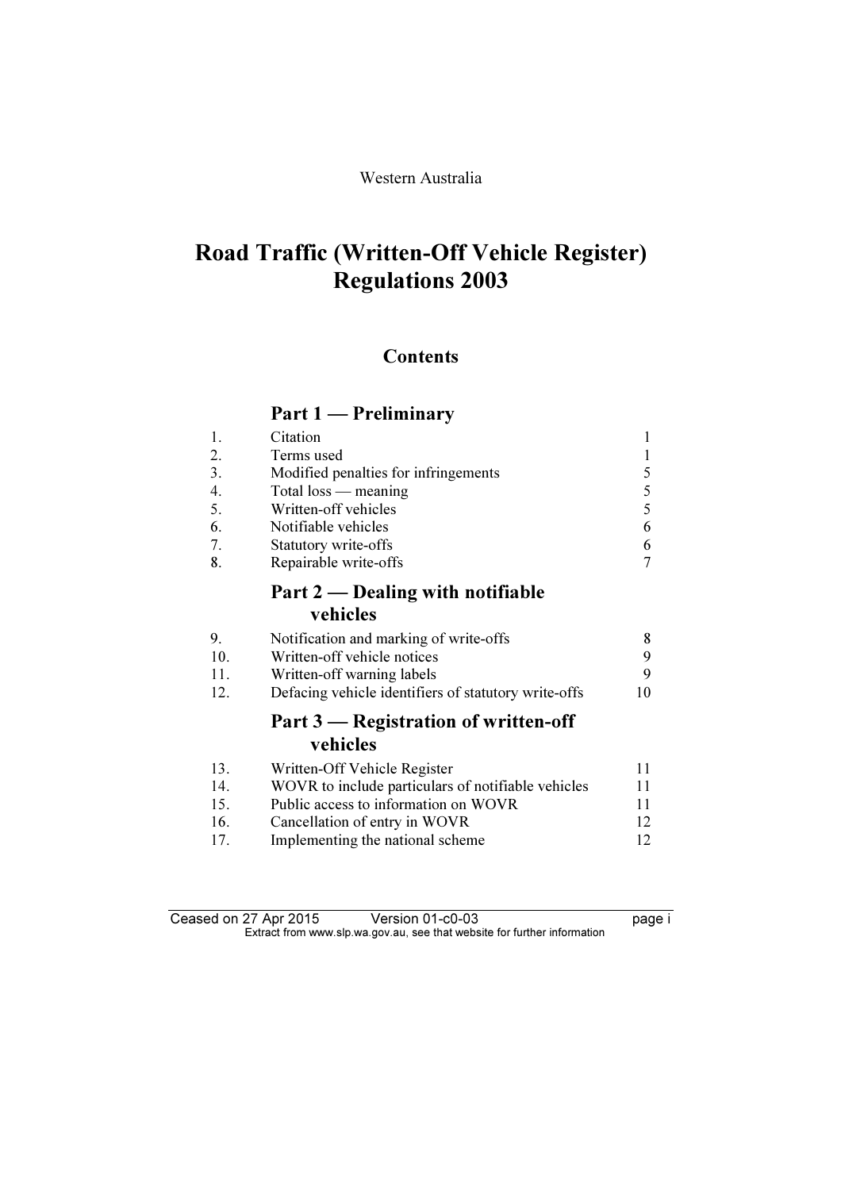Western Australia

# Road Traffic (Written-Off Vehicle Register) Regulations 2003

## Contents

### Part 1 — Preliminary

| | | |
|---|---|---|
| 1. | Citation | 1 |
| 2. | Terms used | 1 |
| 3. | Modified penalties for infringements | 5 |
| 4. | Total loss — meaning | 5 |
| 5. | Written-off vehicles | 5 |
| 6. | Notifiable vehicles | 6 |
| 7. | Statutory write-offs | 6 |
| 8. | Repairable write-offs | 7 |

### Part 2 — Dealing with notifiable vehicles

| | | |
|---|---|---|
| 9. | Notification and marking of write-offs | 8 |
| 10. | Written-off vehicle notices | 9 |
| 11. | Written-off warning labels | 9 |
| 12. | Defacing vehicle identifiers of statutory write-offs | 10 |

### Part 3 — Registration of written-off vehicles

| | | |
|---|---|---|
| 13. | Written-Off Vehicle Register | 11 |
| 14. | WOVR to include particulars of notifiable vehicles | 11 |
| 15. | Public access to information on WOVR | 11 |
| 16. | Cancellation of entry in WOVR | 12 |
| 17. | Implementing the national scheme | 12 |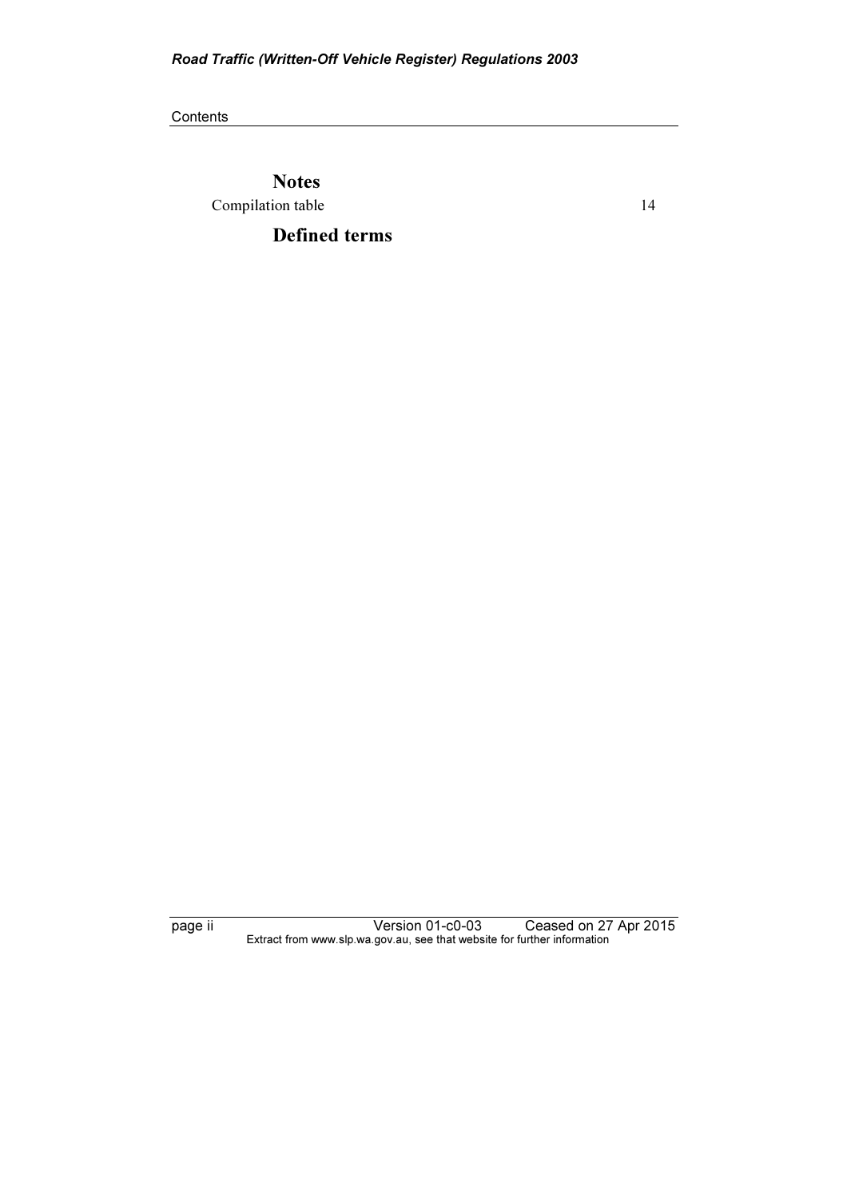## Notes

Compilation table 14

## Defined terms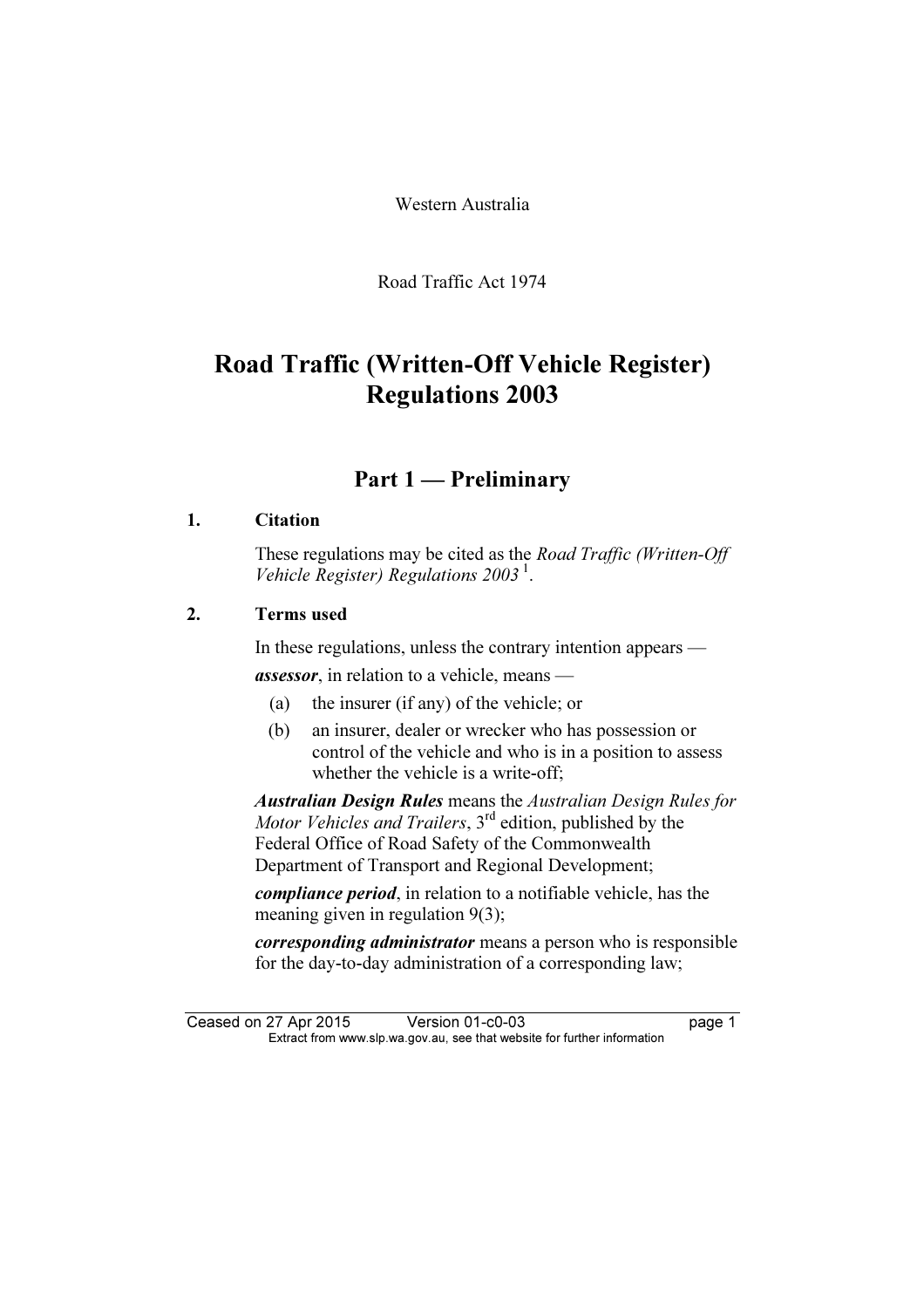Western Australia

Road Traffic Act 1974

# Road Traffic (Written-Off Vehicle Register) Regulations 2003

## Part 1 — Preliminary

### 1. Citation

These regulations may be cited as the *Road Traffic (Written-Off Vehicle Register) Regulations 2003* [1].

### 2. Terms used

In these regulations, unless the contrary intention appears —

***assessor***, in relation to a vehicle, means —

(a) the insurer (if any) of the vehicle; or

(b) an insurer, dealer or wrecker who has possession or control of the vehicle and who is in a position to assess whether the vehicle is a write-off;

***Australian Design Rules*** means the *Australian Design Rules for Motor Vehicles and Trailers*, 3rd edition, published by the Federal Office of Road Safety of the Commonwealth Department of Transport and Regional Development;

***compliance period***, in relation to a notifiable vehicle, has the meaning given in regulation 9(3);

***corresponding administrator*** means a person who is responsible for the day-to-day administration of a corresponding law;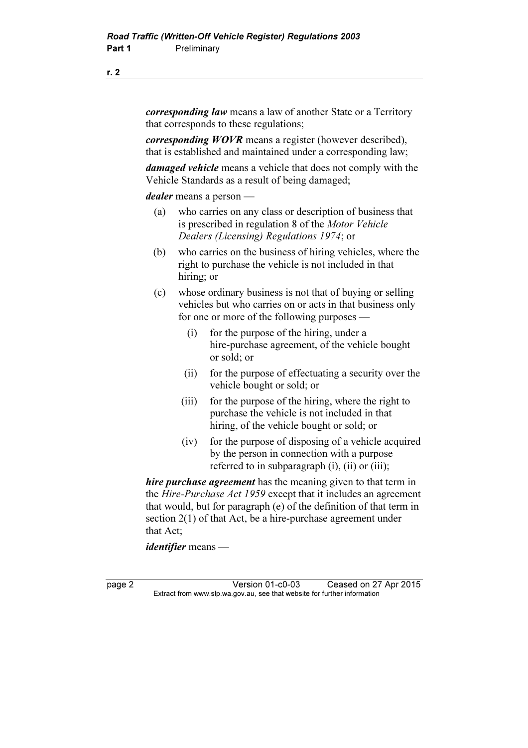***corresponding law*** means a law of another State or a Territory that corresponds to these regulations;

***corresponding WOVR*** means a register (however described), that is established and maintained under a corresponding law;

***damaged vehicle*** means a vehicle that does not comply with the Vehicle Standards as a result of being damaged;

***dealer*** means a person —

(a) who carries on any class or description of business that is prescribed in regulation 8 of the *Motor Vehicle Dealers (Licensing) Regulations 1974*; or

(b) who carries on the business of hiring vehicles, where the right to purchase the vehicle is not included in that hiring; or

(c) whose ordinary business is not that of buying or selling vehicles but who carries on or acts in that business only for one or more of the following purposes —

  (i) for the purpose of the hiring, under a hire-purchase agreement, of the vehicle bought or sold; or

  (ii) for the purpose of effectuating a security over the vehicle bought or sold; or

  (iii) for the purpose of the hiring, where the right to purchase the vehicle is not included in that hiring, of the vehicle bought or sold; or

  (iv) for the purpose of disposing of a vehicle acquired by the person in connection with a purpose referred to in subparagraph (i), (ii) or (iii);

***hire purchase agreement*** has the meaning given to that term in the *Hire-Purchase Act 1959* except that it includes an agreement that would, but for paragraph (e) of the definition of that term in section 2(1) of that Act, be a hire-purchase agreement under that Act;

***identifier*** means —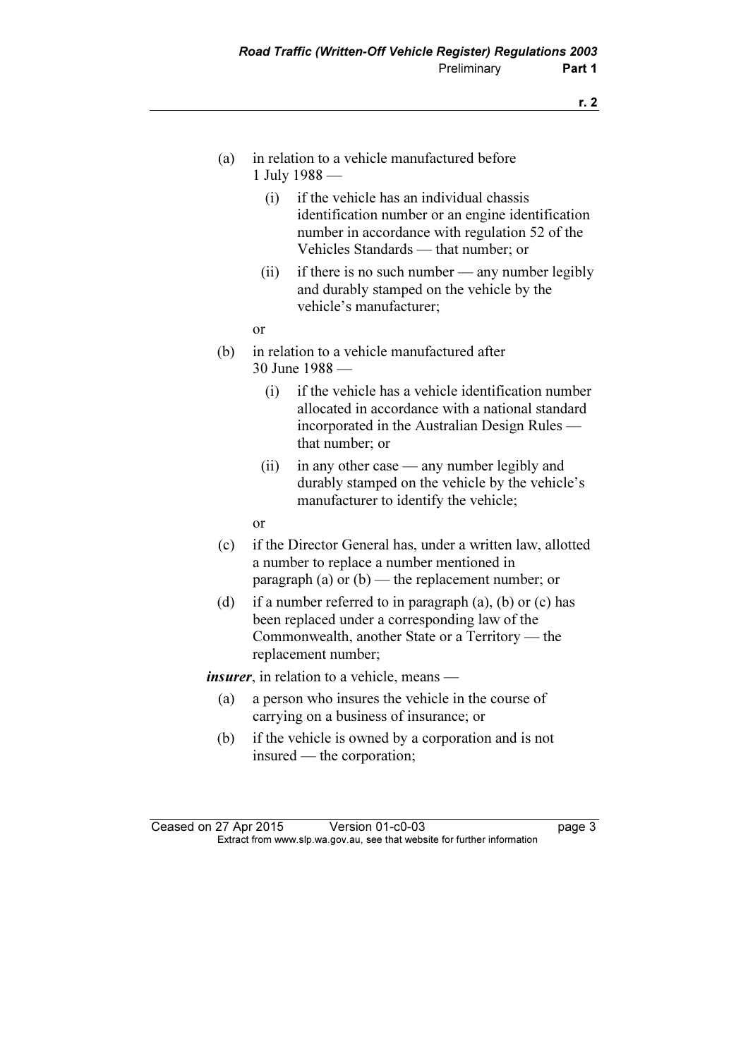(a) in relation to a vehicle manufactured before 1 July 1988 —

  (i) if the vehicle has an individual chassis identification number or an engine identification number in accordance with regulation 52 of the Vehicles Standards — that number; or

  (ii) if there is no such number — any number legibly and durably stamped on the vehicle by the vehicle's manufacturer;

  or

(b) in relation to a vehicle manufactured after 30 June 1988 —

  (i) if the vehicle has a vehicle identification number allocated in accordance with a national standard incorporated in the Australian Design Rules — that number; or

  (ii) in any other case — any number legibly and durably stamped on the vehicle by the vehicle's manufacturer to identify the vehicle;

  or

(c) if the Director General has, under a written law, allotted a number to replace a number mentioned in paragraph (a) or (b) — the replacement number; or

(d) if a number referred to in paragraph (a), (b) or (c) has been replaced under a corresponding law of the Commonwealth, another State or a Territory — the replacement number;

***insurer***, in relation to a vehicle, means —

(a) a person who insures the vehicle in the course of carrying on a business of insurance; or

(b) if the vehicle is owned by a corporation and is not insured — the corporation;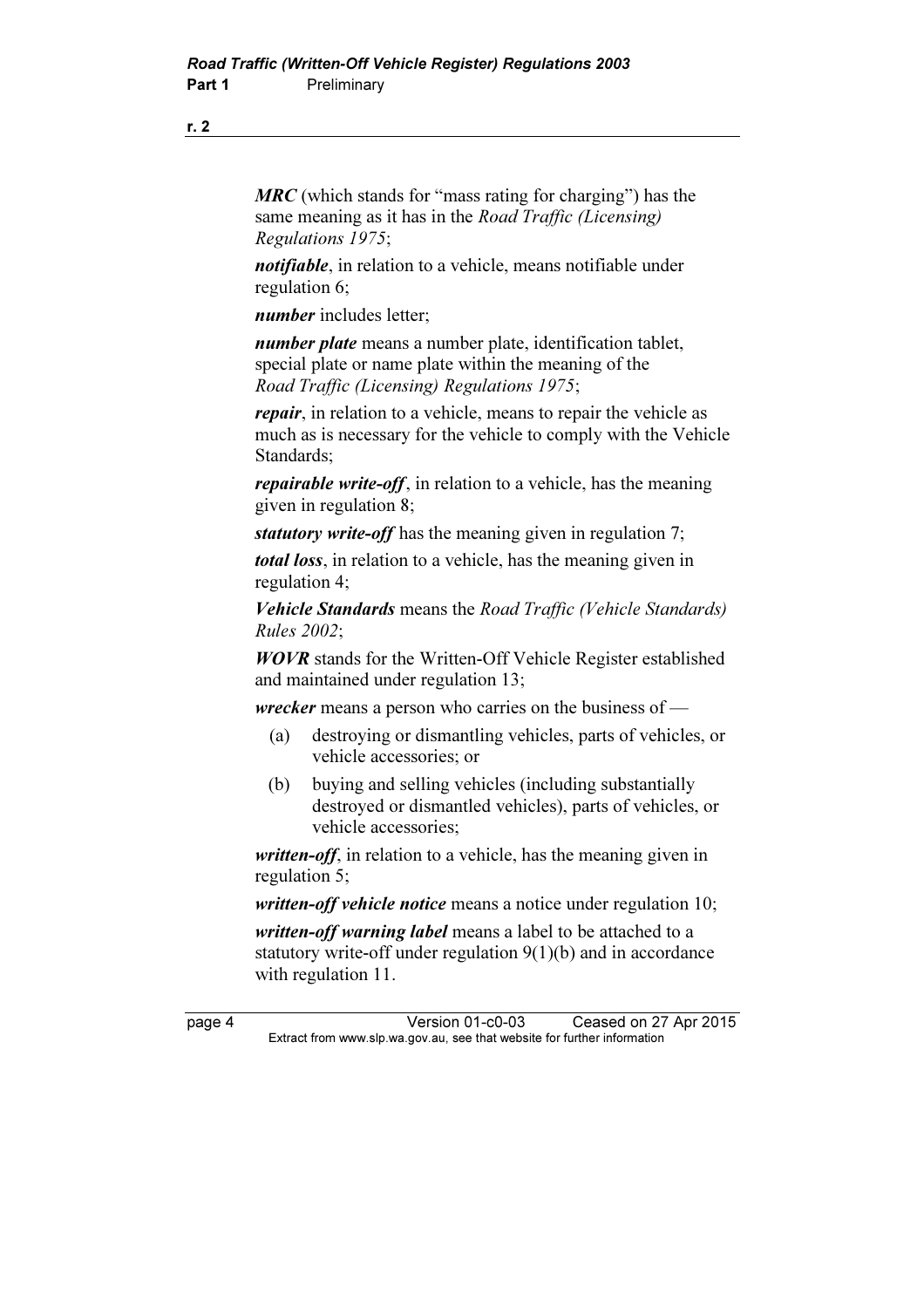***MRC*** (which stands for "mass rating for charging") has the same meaning as it has in the *Road Traffic (Licensing) Regulations 1975*;

***notifiable***, in relation to a vehicle, means notifiable under regulation 6;

***number*** includes letter;

***number plate*** means a number plate, identification tablet, special plate or name plate within the meaning of the *Road Traffic (Licensing) Regulations 1975*;

***repair***, in relation to a vehicle, means to repair the vehicle as much as is necessary for the vehicle to comply with the Vehicle Standards;

***repairable write-off***, in relation to a vehicle, has the meaning given in regulation 8;

***statutory write-off*** has the meaning given in regulation 7;

***total loss***, in relation to a vehicle, has the meaning given in regulation 4;

***Vehicle Standards*** means the *Road Traffic (Vehicle Standards) Rules 2002*;

***WOVR*** stands for the Written-Off Vehicle Register established and maintained under regulation 13;

***wrecker*** means a person who carries on the business of —

(a) destroying or dismantling vehicles, parts of vehicles, or vehicle accessories; or

(b) buying and selling vehicles (including substantially destroyed or dismantled vehicles), parts of vehicles, or vehicle accessories;

***written-off***, in relation to a vehicle, has the meaning given in regulation 5;

***written-off vehicle notice*** means a notice under regulation 10;

***written-off warning label*** means a label to be attached to a statutory write-off under regulation 9(1)(b) and in accordance with regulation 11.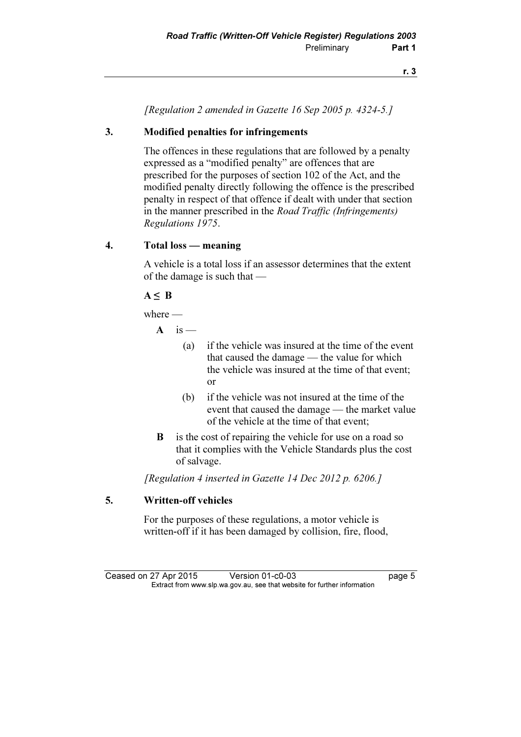*[Regulation 2 amended in Gazette 16 Sep 2005 p. 4324-5.]*

## 3. Modified penalties for infringements

The offences in these regulations that are followed by a penalty expressed as a "modified penalty" are offences that are prescribed for the purposes of section 102 of the Act, and the modified penalty directly following the offence is the prescribed penalty in respect of that offence if dealt with under that section in the manner prescribed in the *Road Traffic (Infringements) Regulations 1975*.

## 4. Total loss — meaning

A vehicle is a total loss if an assessor determines that the extent of the damage is such that —

$$A \leq B$$

where —

**A** is —

(a) if the vehicle was insured at the time of the event that caused the damage — the value for which the vehicle was insured at the time of that event; or

(b) if the vehicle was not insured at the time of the event that caused the damage — the market value of the vehicle at the time of that event;

**B** is the cost of repairing the vehicle for use on a road so that it complies with the Vehicle Standards plus the cost of salvage.

*[Regulation 4 inserted in Gazette 14 Dec 2012 p. 6206.]*

## 5. Written-off vehicles

For the purposes of these regulations, a motor vehicle is written-off if it has been damaged by collision, fire, flood,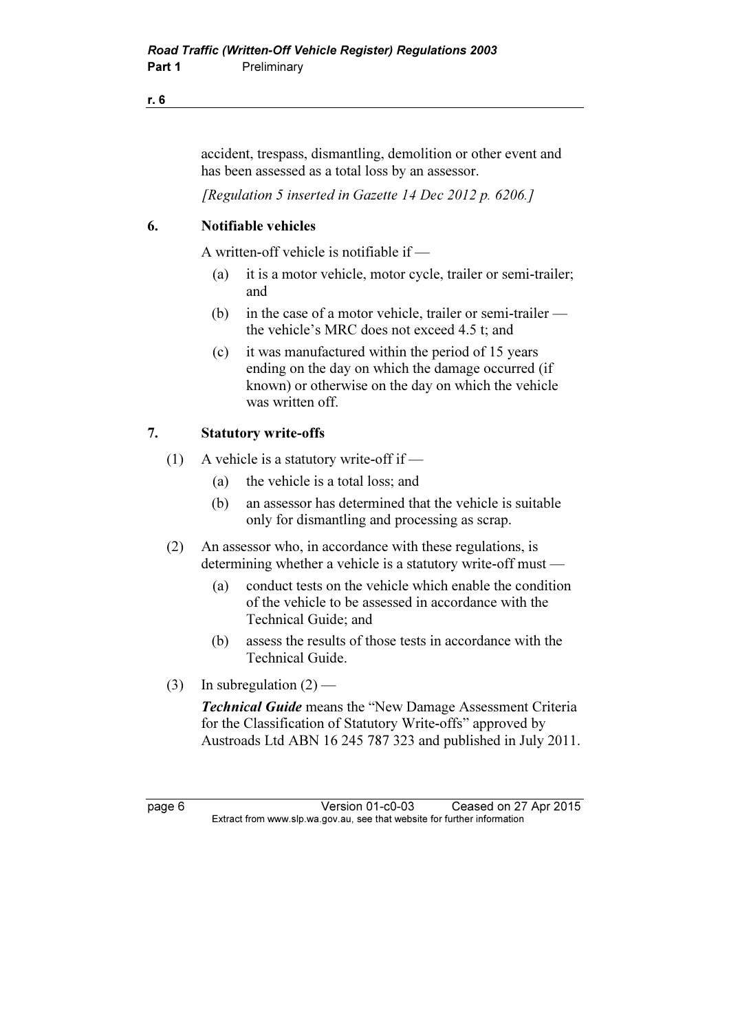accident, trespass, dismantling, demolition or other event and has been assessed as a total loss by an assessor.

*[Regulation 5 inserted in Gazette 14 Dec 2012 p. 6206.]*

## 6. Notifiable vehicles

A written-off vehicle is notifiable if —

(a) it is a motor vehicle, motor cycle, trailer or semi-trailer; and

(b) in the case of a motor vehicle, trailer or semi-trailer — the vehicle's MRC does not exceed 4.5 t; and

(c) it was manufactured within the period of 15 years ending on the day on which the damage occurred (if known) or otherwise on the day on which the vehicle was written off.

## 7. Statutory write-offs

(1) A vehicle is a statutory write-off if —

(a) the vehicle is a total loss; and

(b) an assessor has determined that the vehicle is suitable only for dismantling and processing as scrap.

(2) An assessor who, in accordance with these regulations, is determining whether a vehicle is a statutory write-off must —

(a) conduct tests on the vehicle which enable the condition of the vehicle to be assessed in accordance with the Technical Guide; and

(b) assess the results of those tests in accordance with the Technical Guide.

(3) In subregulation (2) —

***Technical Guide*** means the "New Damage Assessment Criteria for the Classification of Statutory Write-offs" approved by Austroads Ltd ABN 16 245 787 323 and published in July 2011.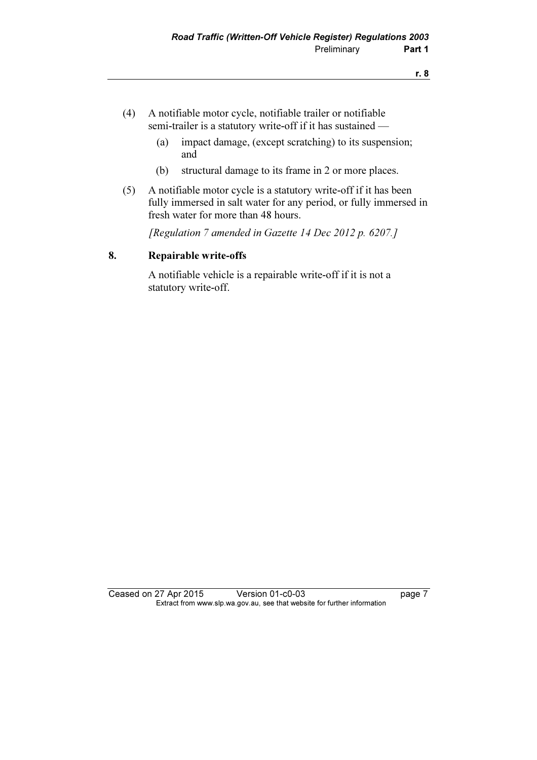(4) A notifiable motor cycle, notifiable trailer or notifiable semi-trailer is a statutory write-off if it has sustained —

(a) impact damage, (except scratching) to its suspension; and

(b) structural damage to its frame in 2 or more places.

(5) A notifiable motor cycle is a statutory write-off if it has been fully immersed in salt water for any period, or fully immersed in fresh water for more than 48 hours.

*[Regulation 7 amended in Gazette 14 Dec 2012 p. 6207.]*

## 8. Repairable write-offs

A notifiable vehicle is a repairable write-off if it is not a statutory write-off.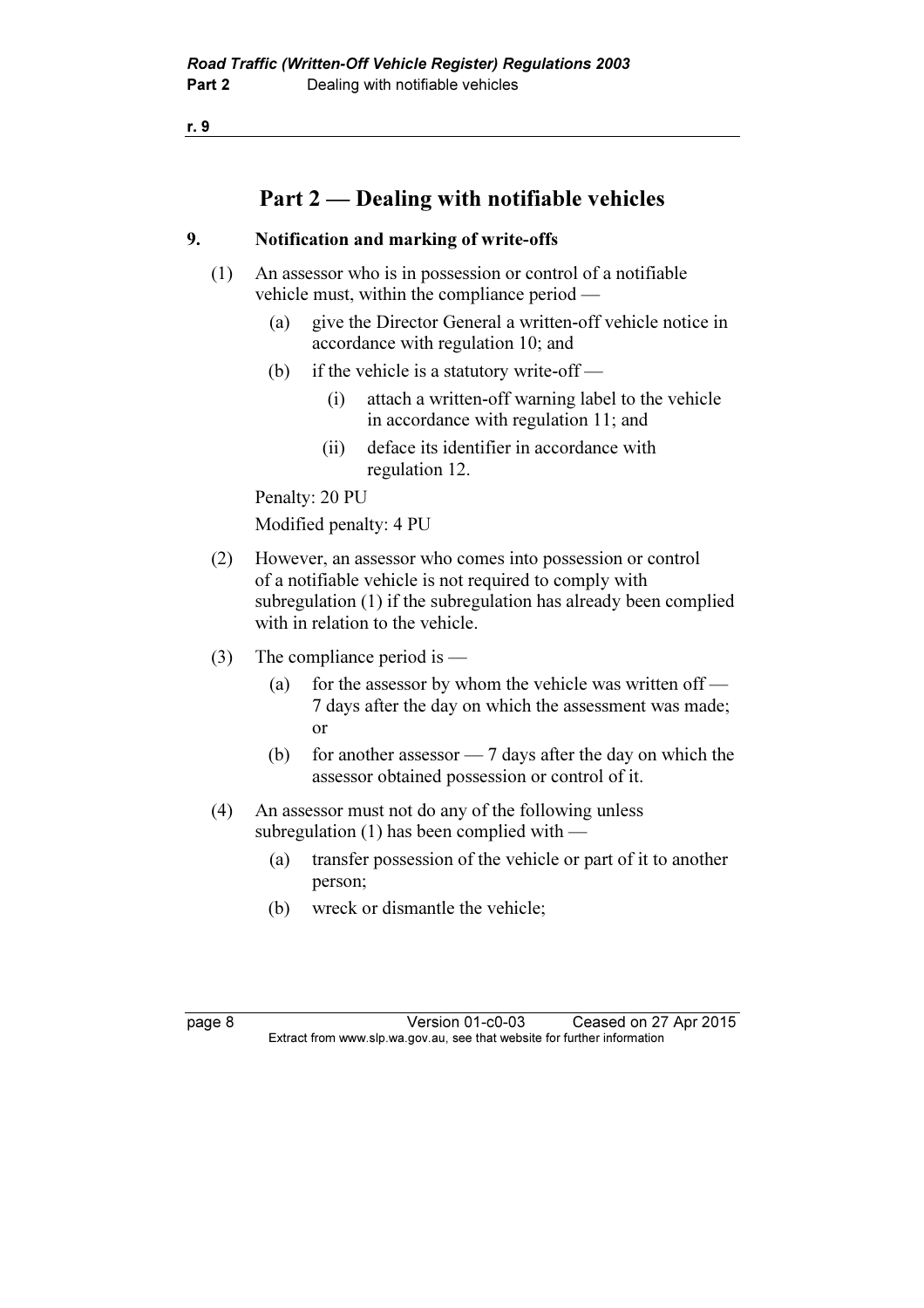## Part 2 — Dealing with notifiable vehicles

### 9. Notification and marking of write-offs

(1) An assessor who is in possession or control of a notifiable vehicle must, within the compliance period —

 (a) give the Director General a written-off vehicle notice in accordance with regulation 10; and

 (b) if the vehicle is a statutory write-off —

  (i) attach a written-off warning label to the vehicle in accordance with regulation 11; and

  (ii) deface its identifier in accordance with regulation 12.

Penalty: 20 PU

Modified penalty: 4 PU

(2) However, an assessor who comes into possession or control of a notifiable vehicle is not required to comply with subregulation (1) if the subregulation has already been complied with in relation to the vehicle.

(3) The compliance period is —

 (a) for the assessor by whom the vehicle was written off — 7 days after the day on which the assessment was made; or

 (b) for another assessor — 7 days after the day on which the assessor obtained possession or control of it.

(4) An assessor must not do any of the following unless subregulation (1) has been complied with —

 (a) transfer possession of the vehicle or part of it to another person;

 (b) wreck or dismantle the vehicle;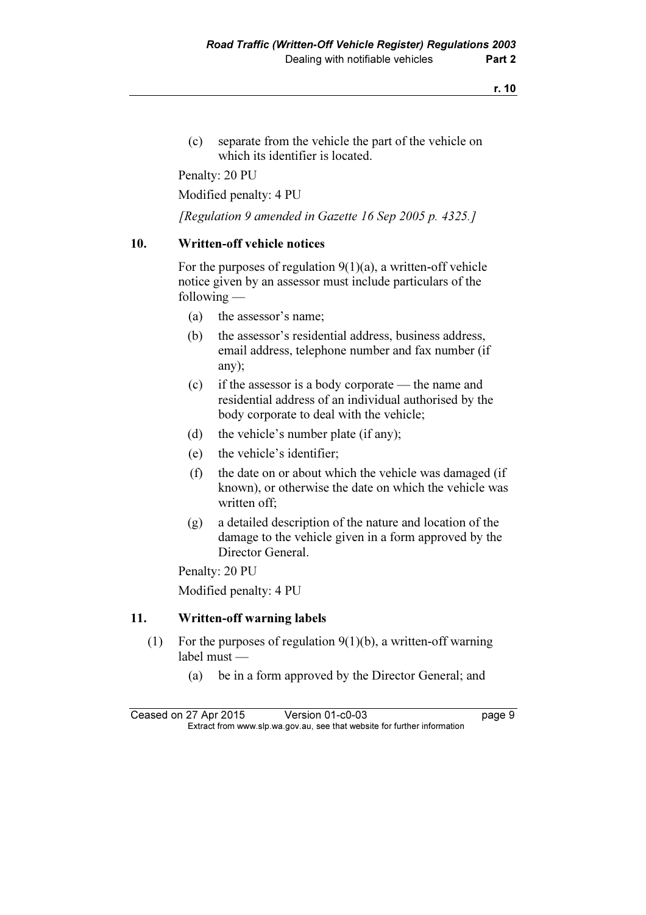(c) separate from the vehicle the part of the vehicle on which its identifier is located.

Penalty: 20 PU

Modified penalty: 4 PU

*[Regulation 9 amended in Gazette 16 Sep 2005 p. 4325.]*

## 10. Written-off vehicle notices

For the purposes of regulation 9(1)(a), a written-off vehicle notice given by an assessor must include particulars of the following —

(a) the assessor's name;

(b) the assessor's residential address, business address, email address, telephone number and fax number (if any);

(c) if the assessor is a body corporate — the name and residential address of an individual authorised by the body corporate to deal with the vehicle;

(d) the vehicle's number plate (if any);

(e) the vehicle's identifier;

(f) the date on or about which the vehicle was damaged (if known), or otherwise the date on which the vehicle was written off;

(g) a detailed description of the nature and location of the damage to the vehicle given in a form approved by the Director General.

Penalty: 20 PU

Modified penalty: 4 PU

## 11. Written-off warning labels

(1) For the purposes of regulation 9(1)(b), a written-off warning label must —

(a) be in a form approved by the Director General; and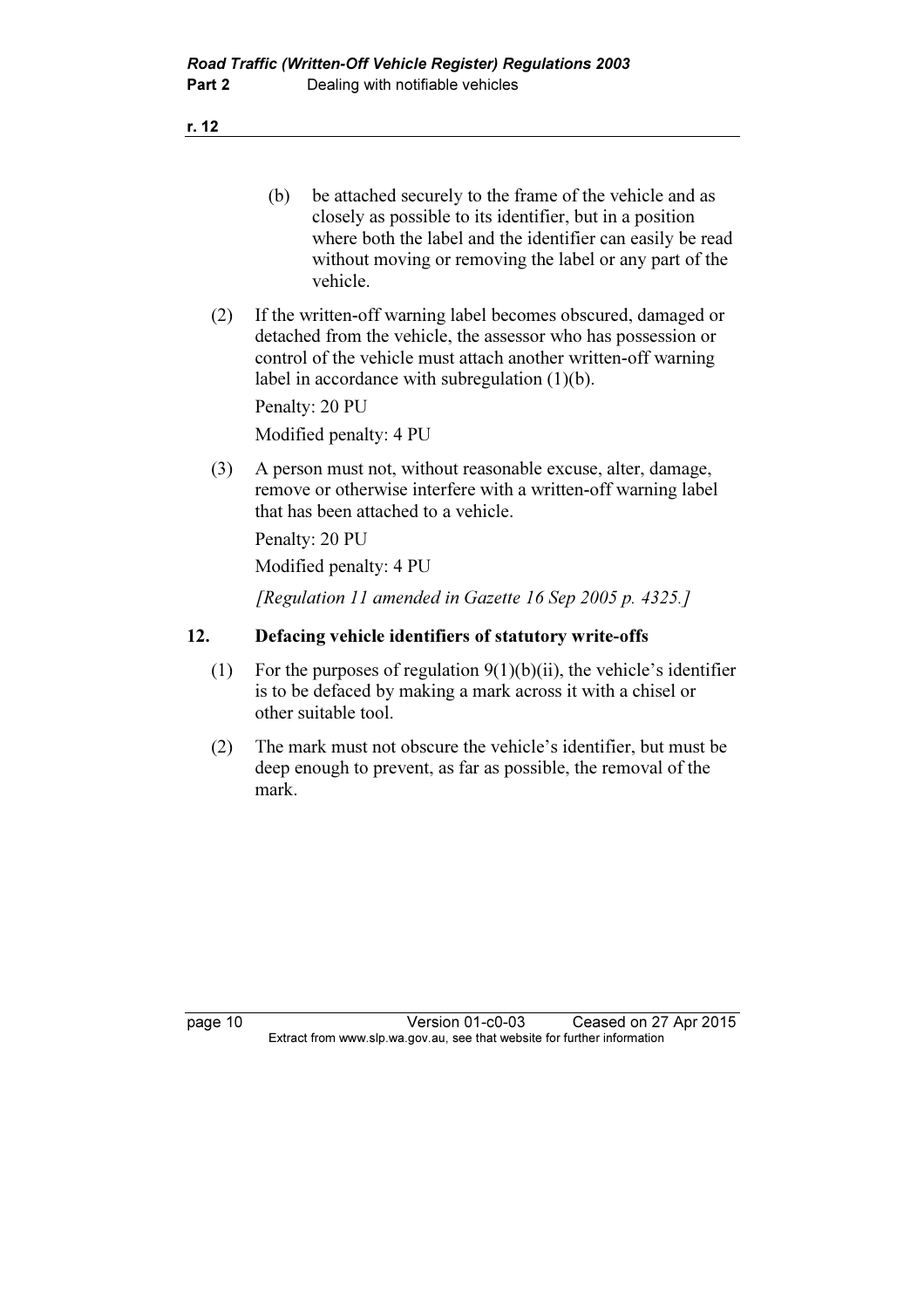(b) be attached securely to the frame of the vehicle and as closely as possible to its identifier, but in a position where both the label and the identifier can easily be read without moving or removing the label or any part of the vehicle.

(2) If the written-off warning label becomes obscured, damaged or detached from the vehicle, the assessor who has possession or control of the vehicle must attach another written-off warning label in accordance with subregulation (1)(b).

Penalty: 20 PU

Modified penalty: 4 PU

(3) A person must not, without reasonable excuse, alter, damage, remove or otherwise interfere with a written-off warning label that has been attached to a vehicle.

Penalty: 20 PU

Modified penalty: 4 PU

*[Regulation 11 amended in Gazette 16 Sep 2005 p. 4325.]*

## 12. Defacing vehicle identifiers of statutory write-offs

(1) For the purposes of regulation 9(1)(b)(ii), the vehicle's identifier is to be defaced by making a mark across it with a chisel or other suitable tool.

(2) The mark must not obscure the vehicle's identifier, but must be deep enough to prevent, as far as possible, the removal of the mark.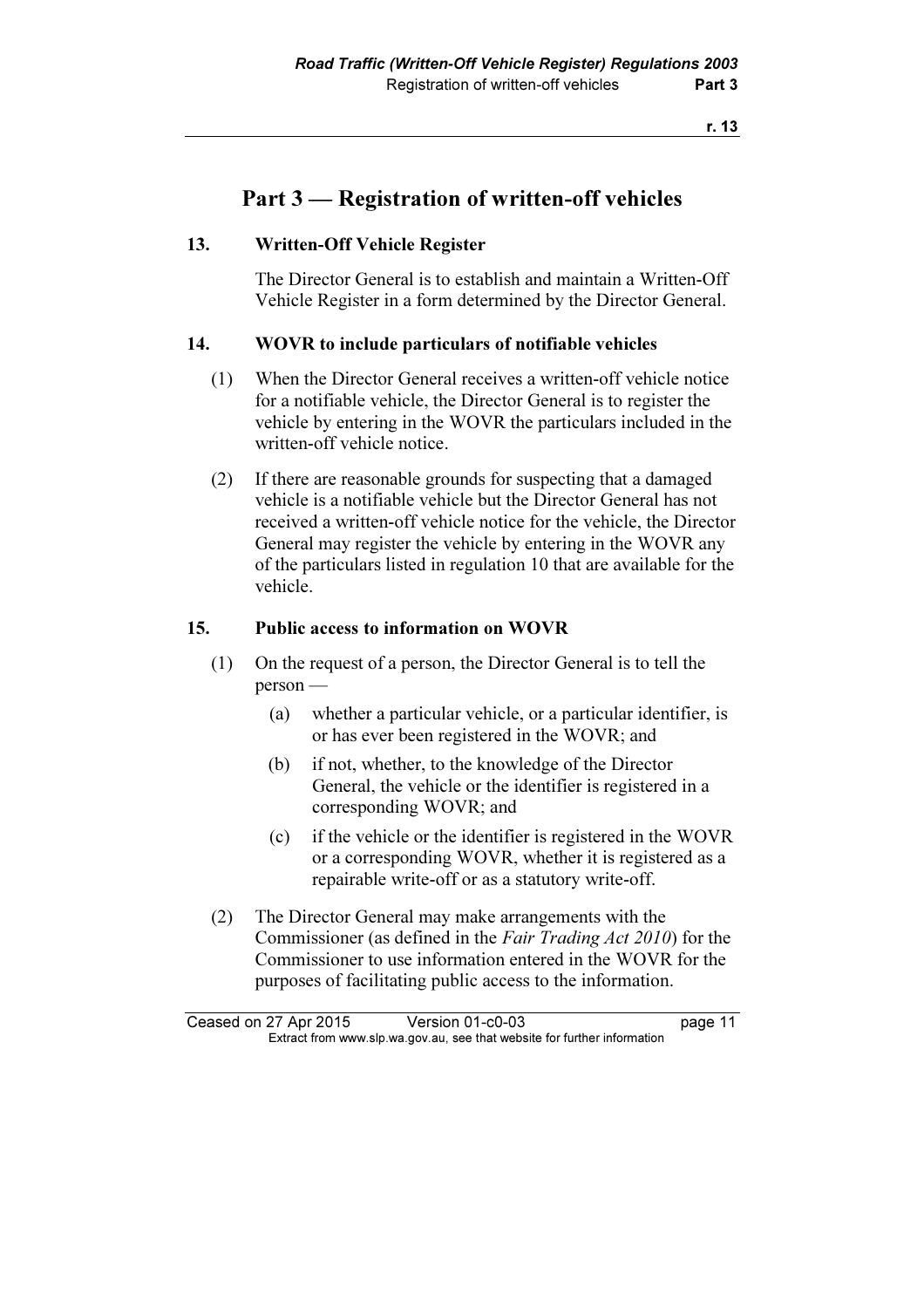# Part 3 — Registration of written-off vehicles

### 13. Written-Off Vehicle Register

The Director General is to establish and maintain a Written-Off Vehicle Register in a form determined by the Director General.

### 14. WOVR to include particulars of notifiable vehicles

(1) When the Director General receives a written-off vehicle notice for a notifiable vehicle, the Director General is to register the vehicle by entering in the WOVR the particulars included in the written-off vehicle notice.

(2) If there are reasonable grounds for suspecting that a damaged vehicle is a notifiable vehicle but the Director General has not received a written-off vehicle notice for the vehicle, the Director General may register the vehicle by entering in the WOVR any of the particulars listed in regulation 10 that are available for the vehicle.

### 15. Public access to information on WOVR

(1) On the request of a person, the Director General is to tell the person —

- (a) whether a particular vehicle, or a particular identifier, is or has ever been registered in the WOVR; and
- (b) if not, whether, to the knowledge of the Director General, the vehicle or the identifier is registered in a corresponding WOVR; and
- (c) if the vehicle or the identifier is registered in the WOVR or a corresponding WOVR, whether it is registered as a repairable write-off or as a statutory write-off.

(2) The Director General may make arrangements with the Commissioner (as defined in the *Fair Trading Act 2010*) for the Commissioner to use information entered in the WOVR for the purposes of facilitating public access to the information.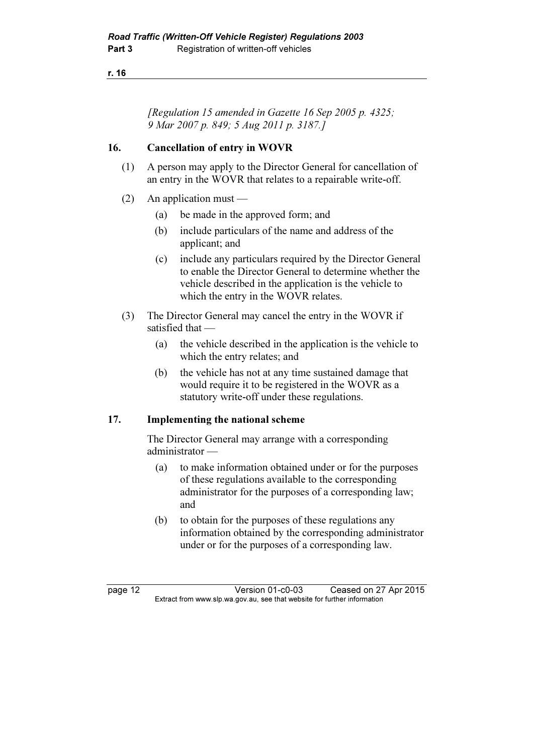*[Regulation 15 amended in Gazette 16 Sep 2005 p. 4325; 9 Mar 2007 p. 849; 5 Aug 2011 p. 3187.]*

### 16. Cancellation of entry in WOVR

(1) A person may apply to the Director General for cancellation of an entry in the WOVR that relates to a repairable write-off.

(2) An application must —

(a) be made in the approved form; and

(b) include particulars of the name and address of the applicant; and

(c) include any particulars required by the Director General to enable the Director General to determine whether the vehicle described in the application is the vehicle to which the entry in the WOVR relates.

(3) The Director General may cancel the entry in the WOVR if satisfied that —

(a) the vehicle described in the application is the vehicle to which the entry relates; and

(b) the vehicle has not at any time sustained damage that would require it to be registered in the WOVR as a statutory write-off under these regulations.

### 17. Implementing the national scheme

The Director General may arrange with a corresponding administrator —

(a) to make information obtained under or for the purposes of these regulations available to the corresponding administrator for the purposes of a corresponding law; and

(b) to obtain for the purposes of these regulations any information obtained by the corresponding administrator under or for the purposes of a corresponding law.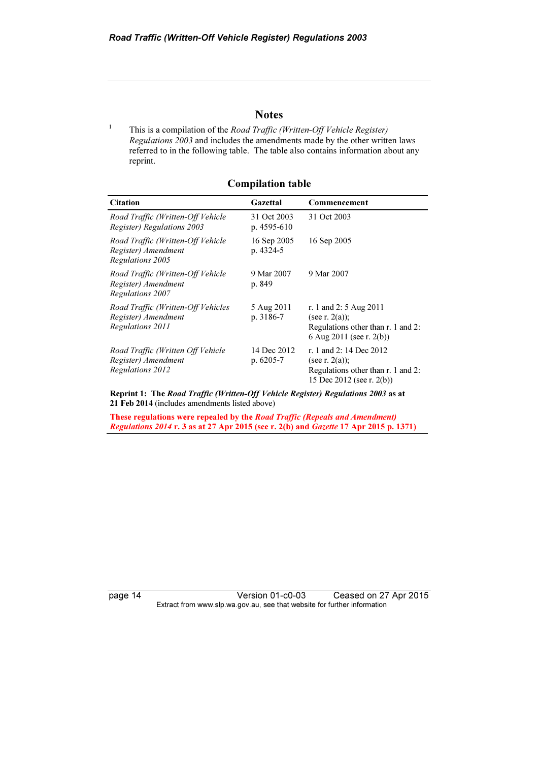## Notes

[1] This is a compilation of the *Road Traffic (Written-Off Vehicle Register) Regulations 2003* and includes the amendments made by the other written laws referred to in the following table. The table also contains information about any reprint.

### Compilation table

| Citation | Gazettal | Commencement |
|---|---|---|
| *Road Traffic (Written-Off Vehicle Register) Regulations 2003* | 31 Oct 2003 p. 4595-610 | 31 Oct 2003 |
| *Road Traffic (Written-Off Vehicle Register) Amendment Regulations 2005* | 16 Sep 2005 p. 4324-5 | 16 Sep 2005 |
| *Road Traffic (Written-Off Vehicle Register) Amendment Regulations 2007* | 9 Mar 2007 p. 849 | 9 Mar 2007 |
| *Road Traffic (Written-Off Vehicles Register) Amendment Regulations 2011* | 5 Aug 2011 p. 3186-7 | r. 1 and 2: 5 Aug 2011 (see r. 2(a)); Regulations other than r. 1 and 2: 6 Aug 2011 (see r. 2(b)) |
| *Road Traffic (Written Off Vehicle Register) Amendment Regulations 2012* | 14 Dec 2012 p. 6205-7 | r. 1 and 2: 14 Dec 2012 (see r. 2(a)); Regulations other than r. 1 and 2: 15 Dec 2012 (see r. 2(b)) |
| **Reprint 1: The *Road Traffic (Written-Off Vehicle Register) Regulations 2003* as at 21 Feb 2014** (includes amendments listed above) | | |
| **These regulations were repealed by the *Road Traffic (Repeals and Amendment) Regulations 2014* r. 3 as at 27 Apr 2015 (see r. 2(b) and *Gazette* 17 Apr 2015 p. 1371)** | | |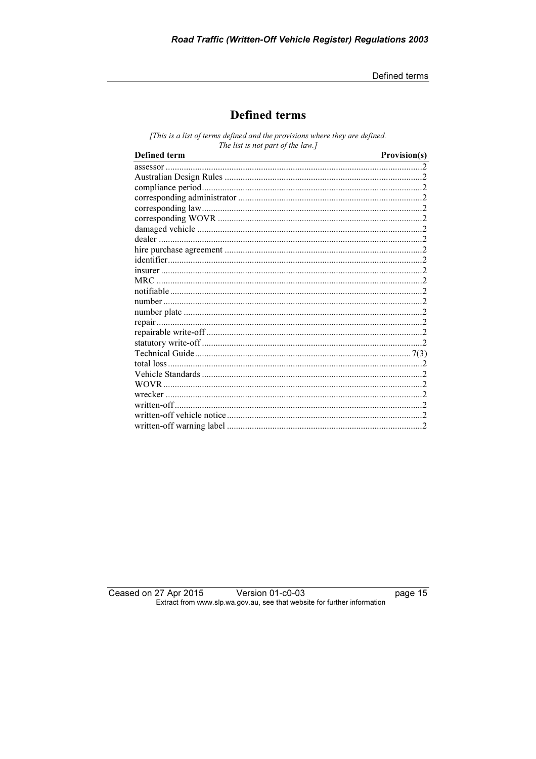# Defined terms

*[This is a list of terms defined and the provisions where they are defined. The list is not part of the law.]*

| Defined term | Provision(s) |
| --- | --- |
| assessor | 2 |
| Australian Design Rules | 2 |
| compliance period | 2 |
| corresponding administrator | 2 |
| corresponding law | 2 |
| corresponding WOVR | 2 |
| damaged vehicle | 2 |
| dealer | 2 |
| hire purchase agreement | 2 |
| identifier | 2 |
| insurer | 2 |
| MRC | 2 |
| notifiable | 2 |
| number | 2 |
| number plate | 2 |
| repair | 2 |
| repairable write-off | 2 |
| statutory write-off | 2 |
| Technical Guide | 7(3) |
| total loss | 2 |
| Vehicle Standards | 2 |
| WOVR | 2 |
| wrecker | 2 |
| written-off | 2 |
| written-off vehicle notice | 2 |
| written-off warning label | 2 |